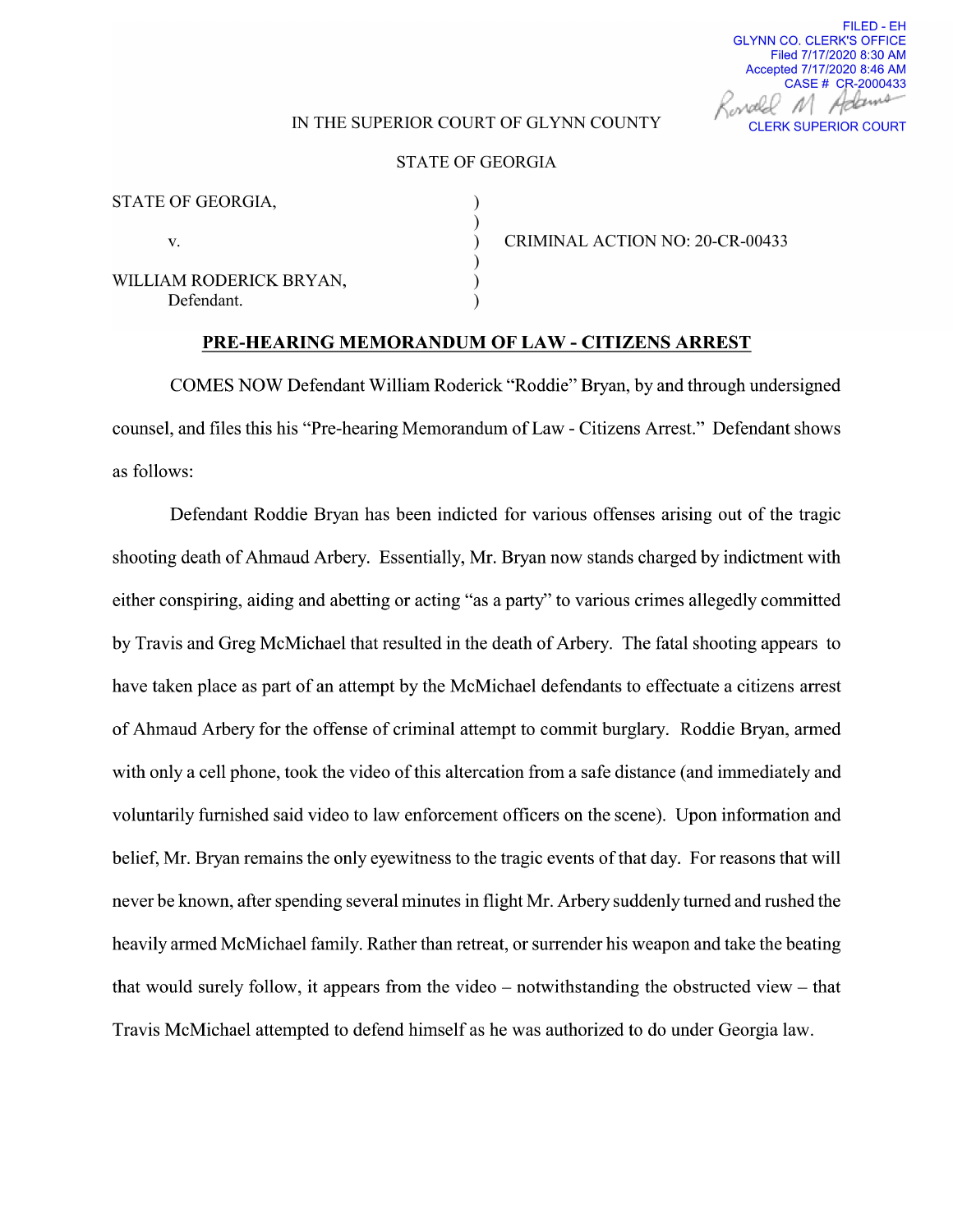FILED - EH
GLYNN CO. CLERK'S OFFICE
Filed 7/17/2020 8:30 AM
Accepted 7/17/2020 8:46 AM
CASE # CR-2000433
Ronald M Adams
CLERK SUPERIOR COURT

IN THE SUPERIOR COURT OF GLYNN COUNTY

STATE OF GEORGIA

| | | |
|---|---|---|
| STATE OF GEORGIA, | ) | |
| | ) | |
| v. | ) | CRIMINAL ACTION NO: 20-CR-00433 |
| | ) | |
| WILLIAM RODERICK BRYAN, | ) | |
| Defendant. | ) | |

## PRE-HEARING MEMORANDUM OF LAW - CITIZENS ARREST

COMES NOW Defendant William Roderick "Roddie" Bryan, by and through undersigned counsel, and files this his "Pre-hearing Memorandum of Law - Citizens Arrest." Defendant shows as follows:

Defendant Roddie Bryan has been indicted for various offenses arising out of the tragic shooting death of Ahmaud Arbery. Essentially, Mr. Bryan now stands charged by indictment with either conspiring, aiding and abetting or acting "as a party" to various crimes allegedly committed by Travis and Greg McMichael that resulted in the death of Arbery. The fatal shooting appears to have taken place as part of an attempt by the McMichael defendants to effectuate a citizens arrest of Ahmaud Arbery for the offense of criminal attempt to commit burglary. Roddie Bryan, armed with only a cell phone, took the video of this altercation from a safe distance (and immediately and voluntarily furnished said video to law enforcement officers on the scene). Upon information and belief, Mr. Bryan remains the only eyewitness to the tragic events of that day. For reasons that will never be known, after spending several minutes in flight Mr. Arbery suddenly turned and rushed the heavily armed McMichael family. Rather than retreat, or surrender his weapon and take the beating that would surely follow, it appears from the video – notwithstanding the obstructed view – that Travis McMichael attempted to defend himself as he was authorized to do under Georgia law.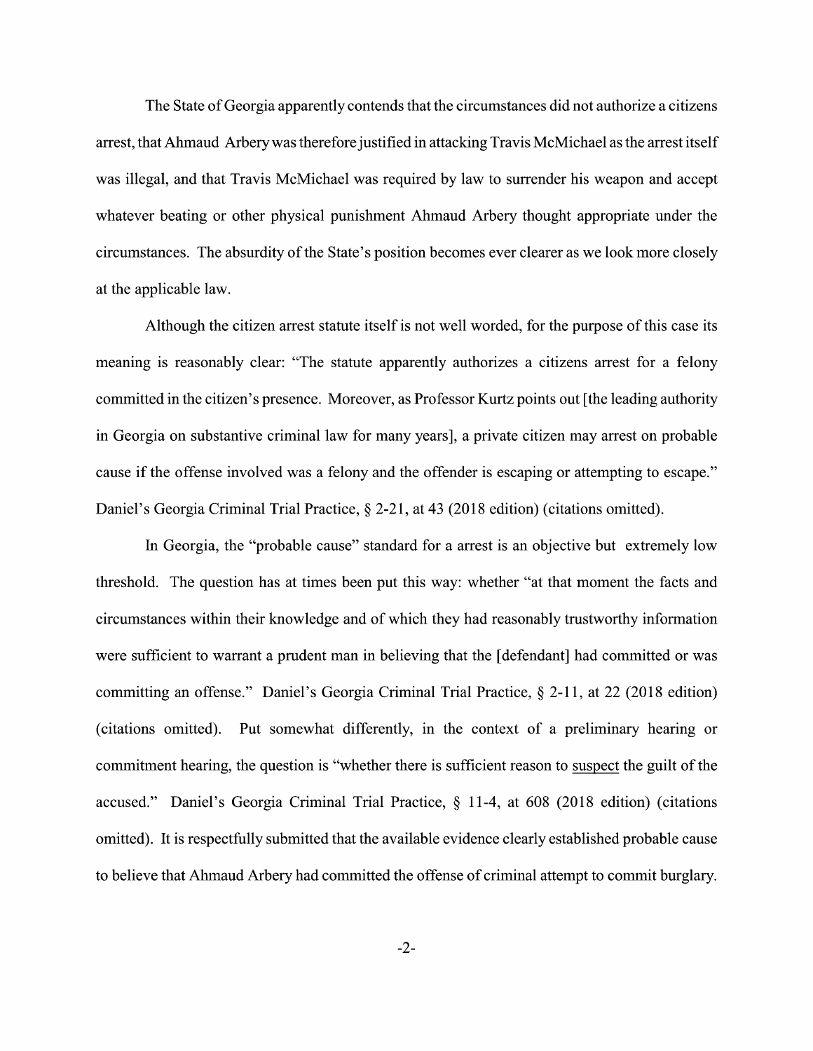The State of Georgia apparently contends that the circumstances did not authorize a citizens arrest, that Ahmaud Arbery was therefore justified in attacking Travis McMichael as the arrest itself was illegal, and that Travis McMichael was required by law to surrender his weapon and accept whatever beating or other physical punishment Ahmaud Arbery thought appropriate under the circumstances. The absurdity of the State's position becomes ever clearer as we look more closely at the applicable law.

Although the citizen arrest statute itself is not well worded, for the purpose of this case its meaning is reasonably clear: "The statute apparently authorizes a citizens arrest for a felony committed in the citizen's presence. Moreover, as Professor Kurtz points out [the leading authority in Georgia on substantive criminal law for many years], a private citizen may arrest on probable cause if the offense involved was a felony and the offender is escaping or attempting to escape." Daniel's Georgia Criminal Trial Practice, § 2-21, at 43 (2018 edition) (citations omitted).

In Georgia, the "probable cause" standard for a arrest is an objective but extremely low threshold. The question has at times been put this way: whether "at that moment the facts and circumstances within their knowledge and of which they had reasonably trustworthy information were sufficient to warrant a prudent man in believing that the [defendant] had committed or was committing an offense." Daniel's Georgia Criminal Trial Practice, § 2-11, at 22 (2018 edition) (citations omitted). Put somewhat differently, in the context of a preliminary hearing or commitment hearing, the question is "whether there is sufficient reason to <u>suspect</u> the guilt of the accused." Daniel's Georgia Criminal Trial Practice, § 11-4, at 608 (2018 edition) (citations omitted). It is respectfully submitted that the available evidence clearly established probable cause to believe that Ahmaud Arbery had committed the offense of criminal attempt to commit burglary.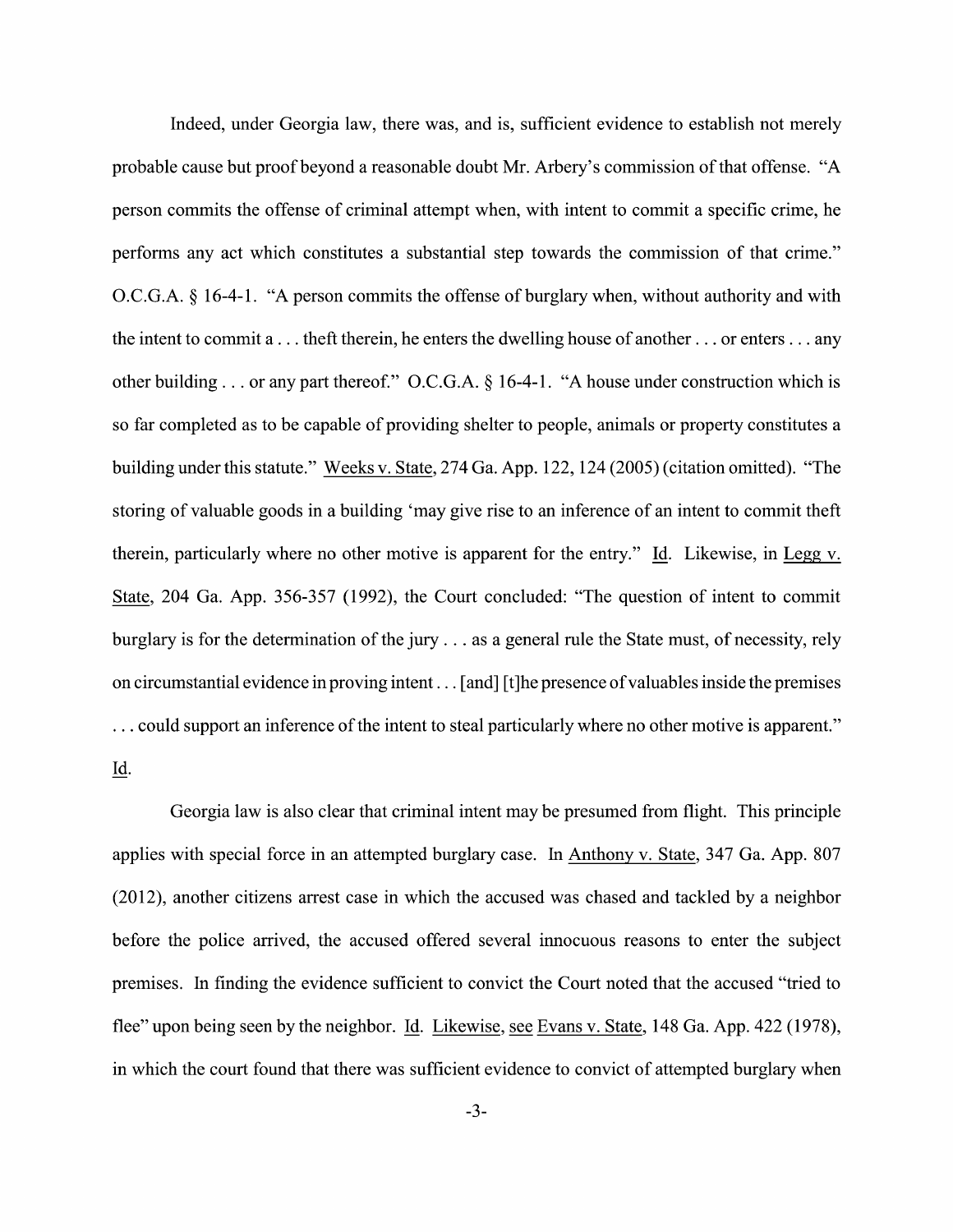Indeed, under Georgia law, there was, and is, sufficient evidence to establish not merely probable cause but proof beyond a reasonable doubt Mr. Arbery's commission of that offense. "A person commits the offense of criminal attempt when, with intent to commit a specific crime, he performs any act which constitutes a substantial step towards the commission of that crime." O.C.G.A. § 16-4-1. "A person commits the offense of burglary when, without authority and with the intent to commit a . . . theft therein, he enters the dwelling house of another . . . or enters . . . any other building . . . or any part thereof." O.C.G.A. § 16-4-1. "A house under construction which is so far completed as to be capable of providing shelter to people, animals or property constitutes a building under this statute." Weeks v. State, 274 Ga. App. 122, 124 (2005) (citation omitted). "The storing of valuable goods in a building 'may give rise to an inference of an intent to commit theft therein, particularly where no other motive is apparent for the entry." Id. Likewise, in Legg v. State, 204 Ga. App. 356-357 (1992), the Court concluded: "The question of intent to commit burglary is for the determination of the jury . . . as a general rule the State must, of necessity, rely on circumstantial evidence in proving intent . . . [and] [t]he presence of valuables inside the premises . . . could support an inference of the intent to steal particularly where no other motive is apparent." Id.

Georgia law is also clear that criminal intent may be presumed from flight. This principle applies with special force in an attempted burglary case. In Anthony v. State, 347 Ga. App. 807 (2012), another citizens arrest case in which the accused was chased and tackled by a neighbor before the police arrived, the accused offered several innocuous reasons to enter the subject premises. In finding the evidence sufficient to convict the Court noted that the accused "tried to flee" upon being seen by the neighbor. Id. Likewise, see Evans v. State, 148 Ga. App. 422 (1978), in which the court found that there was sufficient evidence to convict of attempted burglary when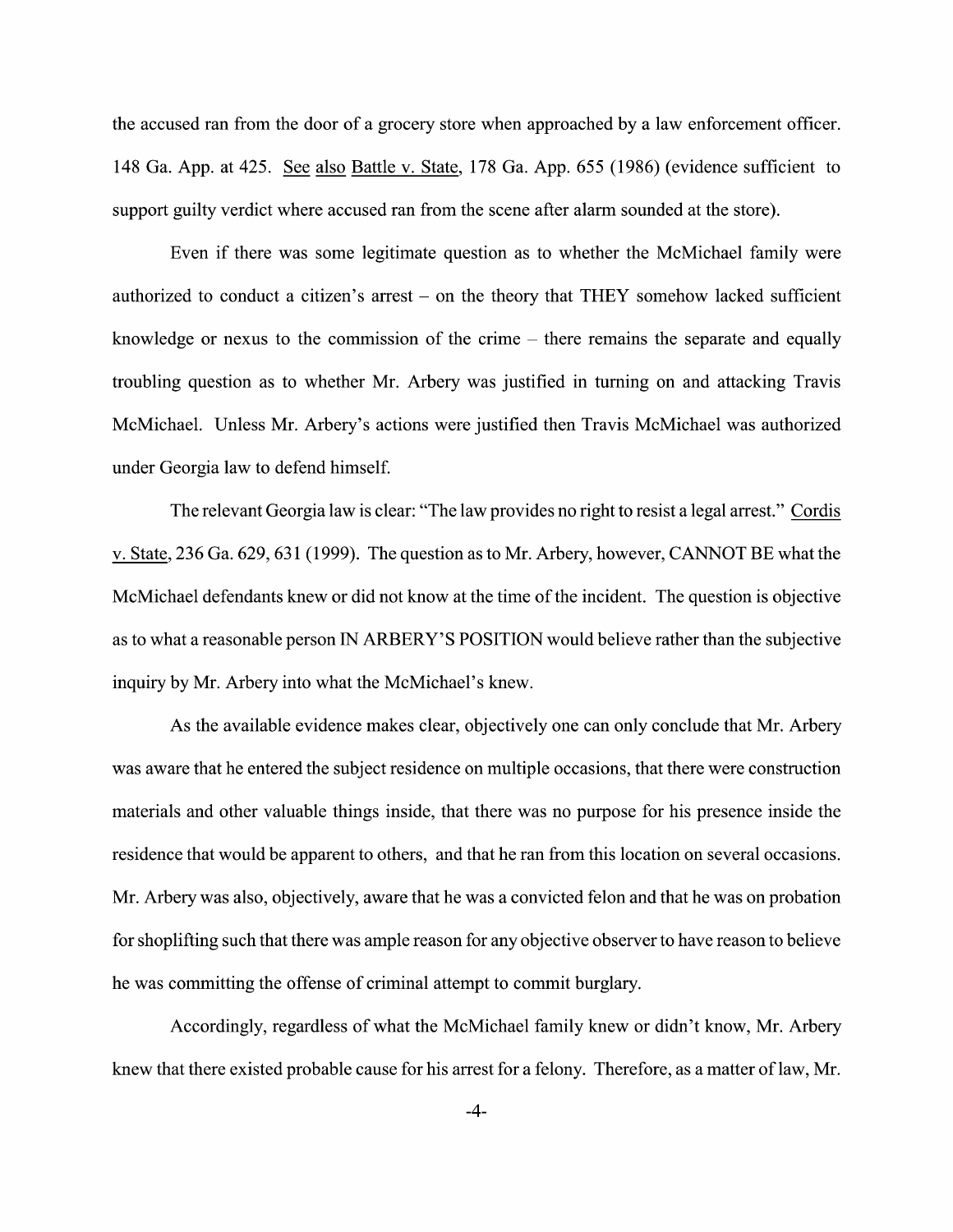the accused ran from the door of a grocery store when approached by a law enforcement officer. 148 Ga. App. at 425. See also Battle v. State, 178 Ga. App. 655 (1986) (evidence sufficient to support guilty verdict where accused ran from the scene after alarm sounded at the store).

Even if there was some legitimate question as to whether the McMichael family were authorized to conduct a citizen's arrest – on the theory that THEY somehow lacked sufficient knowledge or nexus to the commission of the crime – there remains the separate and equally troubling question as to whether Mr. Arbery was justified in turning on and attacking Travis McMichael. Unless Mr. Arbery's actions were justified then Travis McMichael was authorized under Georgia law to defend himself.

The relevant Georgia law is clear: "The law provides no right to resist a legal arrest." Cordis v. State, 236 Ga. 629, 631 (1999). The question as to Mr. Arbery, however, CANNOT BE what the McMichael defendants knew or did not know at the time of the incident. The question is objective as to what a reasonable person IN ARBERY'S POSITION would believe rather than the subjective inquiry by Mr. Arbery into what the McMichael's knew.

As the available evidence makes clear, objectively one can only conclude that Mr. Arbery was aware that he entered the subject residence on multiple occasions, that there were construction materials and other valuable things inside, that there was no purpose for his presence inside the residence that would be apparent to others, and that he ran from this location on several occasions. Mr. Arbery was also, objectively, aware that he was a convicted felon and that he was on probation for shoplifting such that there was ample reason for any objective observer to have reason to believe he was committing the offense of criminal attempt to commit burglary.

Accordingly, regardless of what the McMichael family knew or didn't know, Mr. Arbery knew that there existed probable cause for his arrest for a felony. Therefore, as a matter of law, Mr.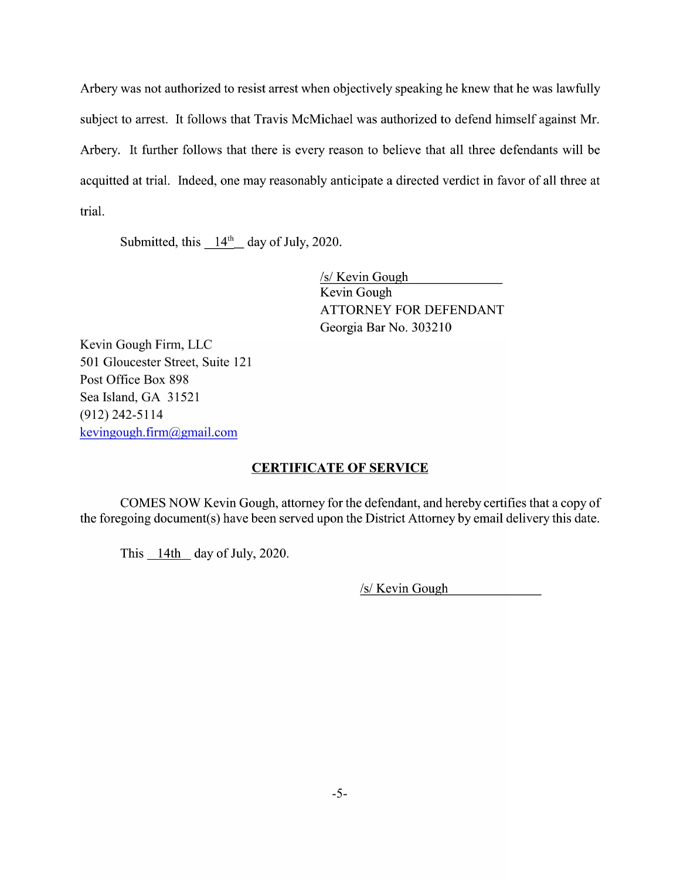Arbery was not authorized to resist arrest when objectively speaking he knew that he was lawfully subject to arrest. It follows that Travis McMichael was authorized to defend himself against Mr. Arbery. It further follows that there is every reason to believe that all three defendants will be acquitted at trial. Indeed, one may reasonably anticipate a directed verdict in favor of all three at trial.

Submitted, this 14th day of July, 2020.

/s/ Kevin Gough
Kevin Gough
ATTORNEY FOR DEFENDANT
Georgia Bar No. 303210

Kevin Gough Firm, LLC
501 Gloucester Street, Suite 121
Post Office Box 898
Sea Island, GA 31521
(912) 242-5114
kevingough.firm@gmail.com

## CERTIFICATE OF SERVICE

COMES NOW Kevin Gough, attorney for the defendant, and hereby certifies that a copy of the foregoing document(s) have been served upon the District Attorney by email delivery this date.

This 14th day of July, 2020.

/s/ Kevin Gough